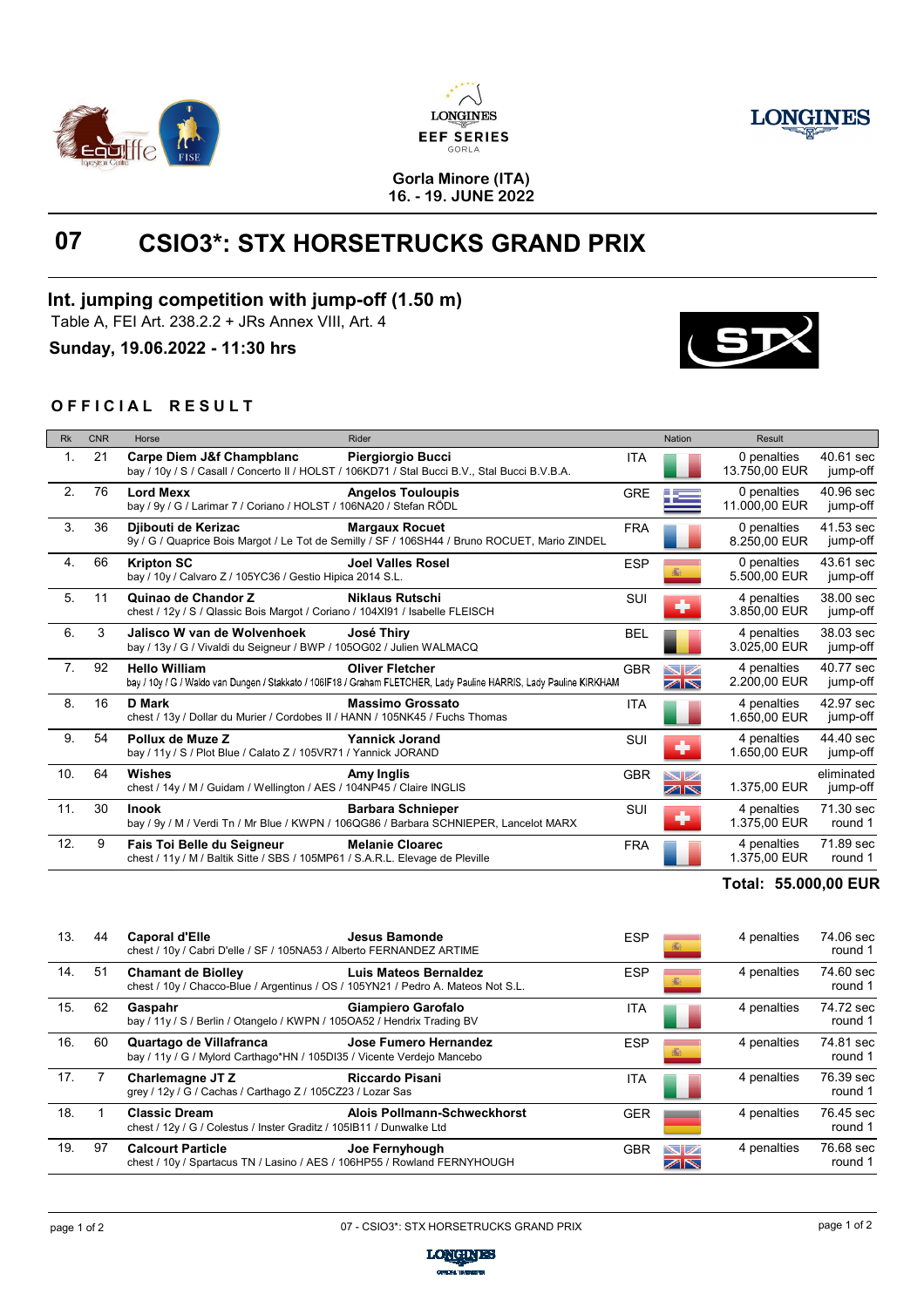LONGINES EEF SERIES GORLA

Gorla Minore (ITA)
16. - 19. JUNE 2022

# 07 CSIO3*: STX HORSETRUCKS GRAND PRIX

## Int. jumping competition with jump-off (1.50 m)

Table A, FEI Art. 238.2.2 + JRs Annex VIII, Art. 4

**Sunday, 19.06.2022 - 11:30 hrs**

### OFFICIAL RESULT

| Rk | CNR | Horse | Rider | Nation | Result | |
|---|---|---|---|---|---|---|
| 1. | 21 | **Carpe Diem J&f Champblanc** bay / 10y / S / Casall / Concerto II / HOLST / 106KD71 / Stal Bucci B.V., Stal Bucci B.V.B.A. | **Piergiorgio Bucci** | ITA | 0 penalties 13.750,00 EUR | 40.61 sec jump-off |
| 2. | 76 | **Lord Mexx** bay / 9y / G / Larimar 7 / Coriano / HOLST / 106NA20 / Stefan RÖDL | **Angelos Touloupis** | GRE | 0 penalties 11.000,00 EUR | 40.96 sec jump-off |
| 3. | 36 | **Djibouti de Kerizac** 9y / G / Quaprice Bois Margot / Le Tot de Semilly / SF / 106SH44 / Bruno ROCUET, Mario ZINDEL | **Margaux Rocuet** | FRA | 0 penalties 8.250,00 EUR | 41.53 sec jump-off |
| 4. | 66 | **Kripton SC** bay / 10y / Calvaro Z / 105YC36 / Gestio Hipica 2014 S.L. | **Joel Valles Rosel** | ESP | 0 penalties 5.500,00 EUR | 43.61 sec jump-off |
| 5. | 11 | **Quinao de Chandor Z** chest / 12y / S / Qlassic Bois Margot / Coriano / 104XI91 / Isabelle FLEISCH | **Niklaus Rutschi** | SUI | 4 penalties 3.850,00 EUR | 38.00 sec jump-off |
| 6. | 3 | **Jalisco W van de Wolvenhoek** bay / 13y / G / Vivaldi du Seigneur / BWP / 105OG02 / Julien WALMACQ | **José Thiry** | BEL | 4 penalties 3.025,00 EUR | 38.03 sec jump-off |
| 7. | 92 | **Hello William** bay / 10y / G / Waldo van Dungen / Stakkato / 106IF18 / Graham FLETCHER, Lady Pauline HARRIS, Lady Pauline KIRKHAM | **Oliver Fletcher** | GBR | 4 penalties 2.200,00 EUR | 40.77 sec jump-off |
| 8. | 16 | **D Mark** chest / 13y / Dollar du Murier / Cordobes II / HANN / 105NK45 / Fuchs Thomas | **Massimo Grossato** | ITA | 4 penalties 1.650,00 EUR | 42.97 sec jump-off |
| 9. | 54 | **Pollux de Muze Z** bay / 11y / S / Plot Blue / Calato Z / 105VR71 / Yannick JORAND | **Yannick Jorand** | SUI | 4 penalties 1.650,00 EUR | 44.40 sec jump-off |
| 10. | 64 | **Wishes** chest / 14y / M / Guidam / Wellington / AES / 104NP45 / Claire INGLIS | **Amy Inglis** | GBR | 1.375,00 EUR | eliminated jump-off |
| 11. | 30 | **Inook** bay / 9y / M / Verdi Tn / Mr Blue / KWPN / 106QG86 / Barbara SCHNIEPER, Lancelot MARX | **Barbara Schnieper** | SUI | 4 penalties 1.375,00 EUR | 71.30 sec round 1 |
| 12. | 9 | **Fais Toi Belle du Seigneur** chest / 11y / M / Baltik Sitte / SBS / 105MP61 / S.A.R.L. Elevage de Pleville | **Melanie Cloarec** | FRA | 4 penalties 1.375,00 EUR | 71.89 sec round 1 |

**Total: 55.000,00 EUR**

| Rk | CNR | Horse | Rider | Nation | Result | |
|---|---|---|---|---|---|---|
| 13. | 44 | **Caporal d'Elle** chest / 10y / Cabri D'elle / SF / 105NA53 / Alberto FERNANDEZ ARTIME | **Jesus Bamonde** | ESP | 4 penalties | 74.06 sec round 1 |
| 14. | 51 | **Chamant de Biolley** chest / 10y / Chacco-Blue / Argentinus / OS / 105YN21 / Pedro A. Mateos Not S.L. | **Luis Mateos Bernaldez** | ESP | 4 penalties | 74.60 sec round 1 |
| 15. | 62 | **Gaspahr** bay / 11y / S / Berlin / Otangelo / KWPN / 105OA52 / Hendrix Trading BV | **Giampiero Garofalo** | ITA | 4 penalties | 74.72 sec round 1 |
| 16. | 60 | **Quartago de Villafranca** bay / 11y / G / Mylord Carthago*HN / 105DI35 / Vicente Verdejo Mancebo | **Jose Fumero Hernandez** | ESP | 4 penalties | 74.81 sec round 1 |
| 17. | 7 | **Charlemagne JT Z** grey / 12y / G / Cachas / Carthago Z / 105CZ23 / Lozar Sas | **Riccardo Pisani** | ITA | 4 penalties | 76.39 sec round 1 |
| 18. | 1 | **Classic Dream** chest / 12y / G / Colestus / Inster Graditz / 105IB11 / Dunwalke Ltd | **Alois Pollmann-Schweckhorst** | GER | 4 penalties | 76.45 sec round 1 |
| 19. | 97 | **Calcourt Particle** chest / 10y / Spartacus TN / Lasino / AES / 106HP55 / Rowland FERNYHOUGH | **Joe Fernyhough** | GBR | 4 penalties | 76.68 sec round 1 |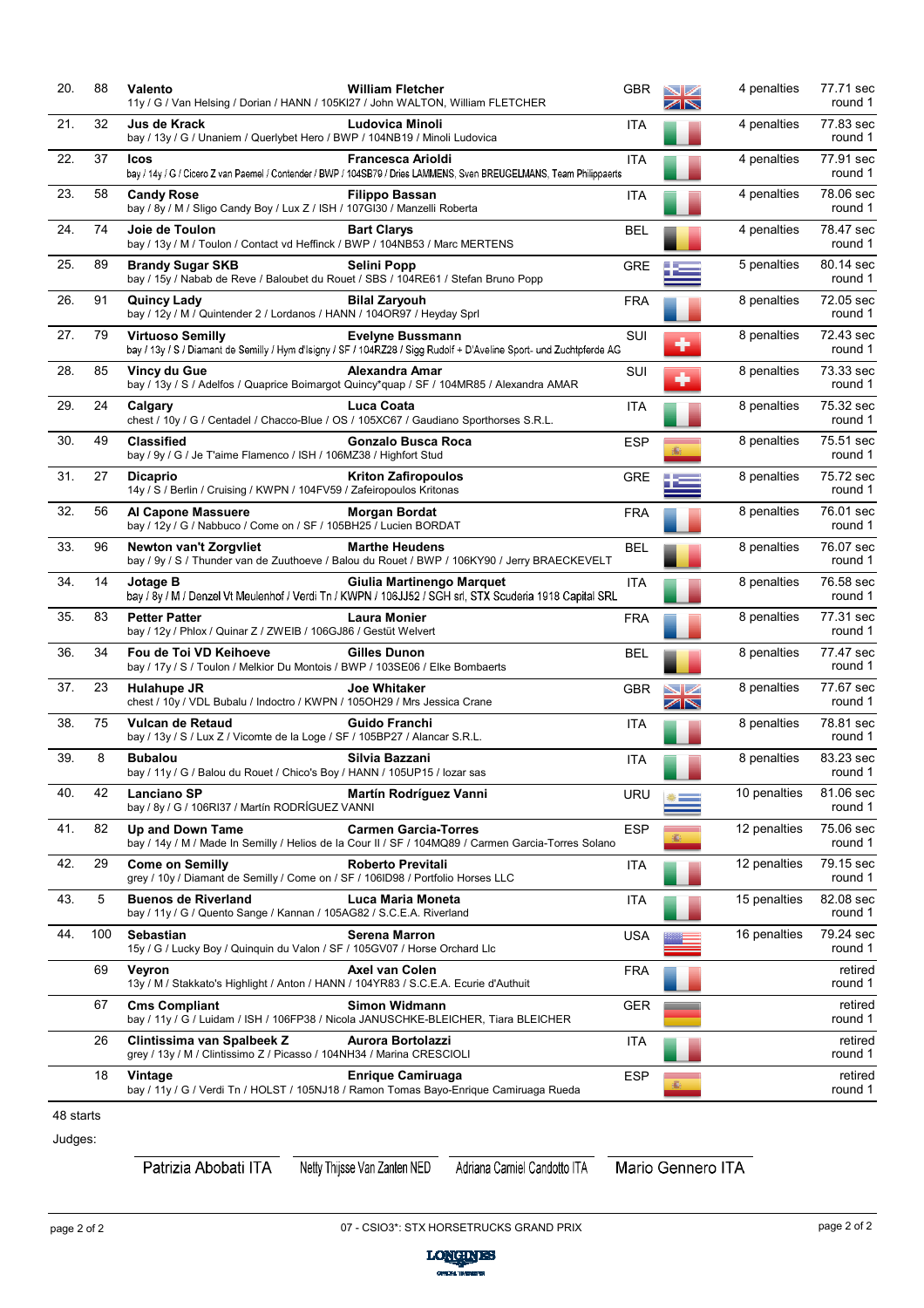| | | | | | | |
|---|---|---|---|---|---|---|
| 20. | 88 | **Valento** / 11y / G / Van Helsing / Dorian / HANN / 105KI27 / John WALTON, William FLETCHER | **William Fletcher** | GBR | 4 penalties | 77.71 sec round 1 |
| 21. | 32 | **Jus de Krack** / bay / 13y / G / Unaniem / Querlybet Hero / BWP / 104NB19 / Minoli Ludovica | **Ludovica Minoli** | ITA | 4 penalties | 77.83 sec round 1 |
| 22. | 37 | **Icos** / bay / 14y / G / Cicero Z van Paemel / Contender / BWP / 104SB79 / Dries LAMMENS, Sven BREUGELMANS, Team Philippaerts | **Francesca Arioldi** | ITA | 4 penalties | 77.91 sec round 1 |
| 23. | 58 | **Candy Rose** / bay / 8y / M / Sligo Candy Boy / Lux Z / ISH / 107GI30 / Manzelli Roberta | **Filippo Bassan** | ITA | 4 penalties | 78.06 sec round 1 |
| 24. | 74 | **Joie de Toulon** / bay / 13y / M / Toulon / Contact vd Heffinck / BWP / 104NB53 / Marc MERTENS | **Bart Clarys** | BEL | 4 penalties | 78.47 sec round 1 |
| 25. | 89 | **Brandy Sugar SKB** / bay / 15y / Nabab de Reve / Baloubet du Rouet / SBS / 104RE61 / Stefan Bruno Popp | **Selini Popp** | GRE | 5 penalties | 80.14 sec round 1 |
| 26. | 91 | **Quincy Lady** / bay / 12y / M / Quintender 2 / Lordanos / HANN / 104OR97 / Heyday Sprl | **Bilal Zaryouh** | FRA | 8 penalties | 72.05 sec round 1 |
| 27. | 79 | **Virtuoso Semilly** / bay / 13y / S / Diamant de Semilly / Hym d'Isigny / SF / 104RZ28 / Sigg Rudolf + D'Aveline Sport- und Zuchtpferde AG | **Evelyne Bussmann** | SUI | 8 penalties | 72.43 sec round 1 |
| 28. | 85 | **Vincy du Gue** / bay / 13y / S / Adelfos / Quaprice Boimargot Quincy*quap / SF / 104MR85 / Alexandra AMAR | **Alexandra Amar** | SUI | 8 penalties | 73.33 sec round 1 |
| 29. | 24 | **Calgary** / chest / 10y / G / Centadel / Chacco-Blue / OS / 105XC67 / Gaudiano Sporthorses S.R.L. | **Luca Coata** | ITA | 8 penalties | 75.32 sec round 1 |
| 30. | 49 | **Classified** / bay / 9y / G / Je T'aime Flamenco / ISH / 106MZ38 / Highfort Stud | **Gonzalo Busca Roca** | ESP | 8 penalties | 75.51 sec round 1 |
| 31. | 27 | **Dicaprio** / 14y / S / Berlin / Cruising / KWPN / 104FV59 / Zafeiropoulos Kritonas | **Kriton Zafiropoulos** | GRE | 8 penalties | 75.72 sec round 1 |
| 32. | 56 | **Al Capone Massuere** / bay / 12y / G / Nabbuco / Come on / SF / 105BH25 / Lucien BORDAT | **Morgan Bordat** | FRA | 8 penalties | 76.01 sec round 1 |
| 33. | 96 | **Newton van't Zorgvliet** / bay / 9y / S / Thunder van de Zuuthoeve / Balou du Rouet / BWP / 106KY90 / Jerry BRAECKEVELT | **Marthe Heudens** | BEL | 8 penalties | 76.07 sec round 1 |
| 34. | 14 | **Jotage B** / bay / 8y / M / Denzel Vt Meulenhof / Verdi Tn / KWPN / 106JJ52 / SGH srl, STX Scuderia 1918 Capital SRL | **Giulia Martinengo Marquet** | ITA | 8 penalties | 76.58 sec round 1 |
| 35. | 83 | **Petter Patter** / bay / 12y / Phlox / Quinar Z / ZWEIB / 106GJ86 / Gestüt Welvert | **Laura Monier** | FRA | 8 penalties | 77.31 sec round 1 |
| 36. | 34 | **Fou de Toi VD Keihoeve** / bay / 17y / S / Toulon / Melkior Du Montois / BWP / 103SE06 / Elke Bombaerts | **Gilles Dunon** | BEL | 8 penalties | 77.47 sec round 1 |
| 37. | 23 | **Hulahupe JR** / chest / 10y / VDL Bubalu / Indoctro / KWPN / 105OH29 / Mrs Jessica Crane | **Joe Whitaker** | GBR | 8 penalties | 77.67 sec round 1 |
| 38. | 75 | **Vulcan de Retaud** / bay / 13y / S / Lux Z / Vicomte de la Loge / SF / 105BP27 / Alancar S.R.L. | **Guido Franchi** | ITA | 8 penalties | 78.81 sec round 1 |
| 39. | 8 | **Bubalou** / bay / 11y / G / Balou du Rouet / Chico's Boy / HANN / 105UP15 / Iozar sas | **Silvia Bazzani** | ITA | 8 penalties | 83.23 sec round 1 |
| 40. | 42 | **Lanciano SP** / bay / 8y / G / 106RI37 / Martín RODRÍGUEZ VANNI | **Martín Rodríguez Vanni** | URU | 10 penalties | 81.06 sec round 1 |
| 41. | 82 | **Up and Down Tame** / bay / 14y / M / Made In Semilly / Helios de la Cour II / SF / 104MQ89 / Carmen Garcia-Torres Solano | **Carmen Garcia-Torres** | ESP | 12 penalties | 75.06 sec round 1 |
| 42. | 29 | **Come on Semilly** / grey / 10y / Diamant de Semilly / Come on / SF / 106ID98 / Portfolio Horses LLC | **Roberto Previtali** | ITA | 12 penalties | 79.15 sec round 1 |
| 43. | 5 | **Buenos de Riverland** / bay / 11y / G / Quento Sange / Kannan / 105AG82 / S.C.E.A. Riverland | **Luca Maria Moneta** | ITA | 15 penalties | 82.08 sec round 1 |
| 44. | 100 | **Sebastian** / 15y / G / Lucky Boy / Quinquin du Valon / SF / 105GV07 / Horse Orchard Llc | **Serena Marron** | USA | 16 penalties | 79.24 sec round 1 |
| | 69 | **Veyron** / 13y / M / Stakkato's Highlight / Anton / HANN / 104YR83 / S.C.E.A. Ecurie d'Authuit | **Axel van Colen** | FRA | | retired round 1 |
| | 67 | **Cms Compliant** / bay / 11y / G / Luidam / ISH / 106FP38 / Nicola JANUSCHKE-BLEICHER, Tiara BLEICHER | **Simon Widmann** | GER | | retired round 1 |
| | 26 | **Clintissima van Spalbeek Z** / grey / 13y / M / Clintissimo Z / Picasso / 104NH34 / Marina CRESCIOLI | **Aurora Bortolazzi** | ITA | | retired round 1 |
| | 18 | **Vintage** / bay / 11y / G / Verdi Tn / HOLST / 105NJ18 / Ramon Tomas Bayo-Enrique Camiruaga Rueda | **Enrique Camiruaga** | ESP | | retired round 1 |

48 starts

Judges:

Patrizia Abobati ITA | Netty Thijsse Van Zanten NED | Adriana Camiel Candotto ITA | Mario Gennero ITA

07 - CSIO3*: STX HORSETRUCKS GRAND PRIX